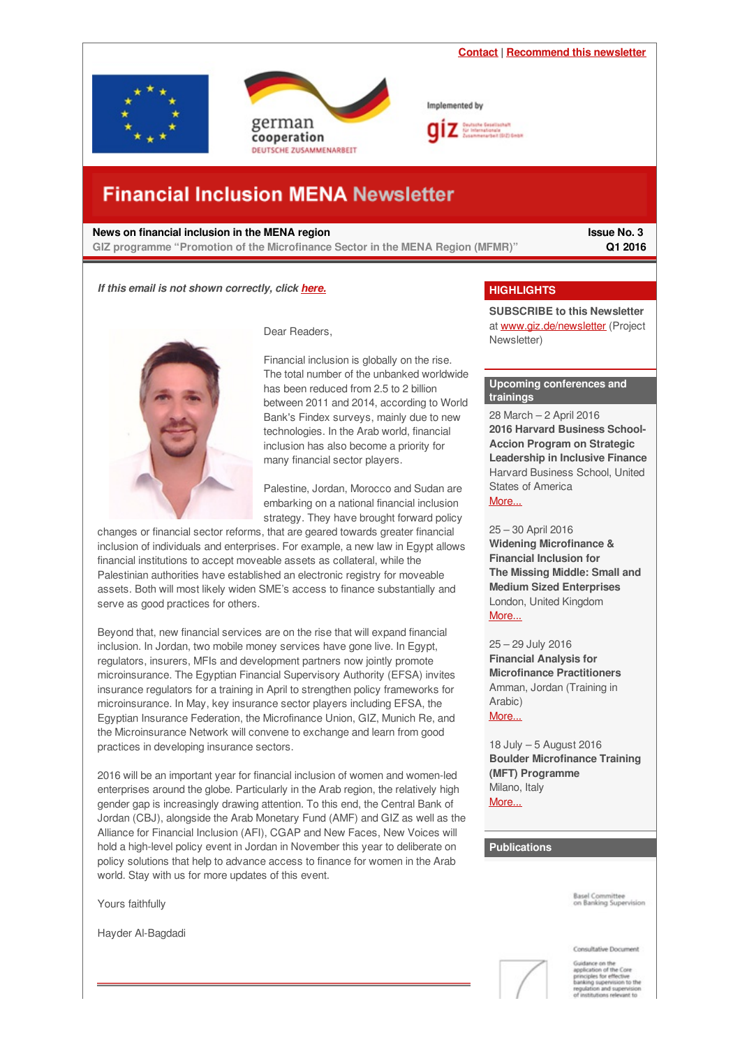Contact | Recommend this newsletter

# Financial Inclusion MENA Newsletter

**News on financial inclusion in the MENA region**
GIZ programme "Promotion of the Microfinance Sector in the MENA Region (MFMR)"

**Issue No. 3**
**Q1 2016**

***If this email is not shown correctly, click here.***

Dear Readers,

Financial inclusion is globally on the rise. The total number of the unbanked worldwide has been reduced from 2.5 to 2 billion between 2011 and 2014, according to World Bank's Findex surveys, mainly due to new technologies. In the Arab world, financial inclusion has also become a priority for many financial sector players.

Palestine, Jordan, Morocco and Sudan are embarking on a national financial inclusion strategy. They have brought forward policy changes or financial sector reforms, that are geared towards greater financial inclusion of individuals and enterprises. For example, a new law in Egypt allows financial institutions to accept moveable assets as collateral, while the Palestinian authorities have established an electronic registry for moveable assets. Both will most likely widen SME's access to finance substantially and serve as good practices for others.

Beyond that, new financial services are on the rise that will expand financial inclusion. In Jordan, two mobile money services have gone live. In Egypt, regulators, insurers, MFIs and development partners now jointly promote microinsurance. The Egyptian Financial Supervisory Authority (EFSA) invites insurance regulators for a training in April to strengthen policy frameworks for microinsurance. In May, key insurance sector players including EFSA, the Egyptian Insurance Federation, the Microfinance Union, GIZ, Munich Re, and the Microinsurance Network will convene to exchange and learn from good practices in developing insurance sectors.

2016 will be an important year for financial inclusion of women and women-led enterprises around the globe. Particularly in the Arab region, the relatively high gender gap is increasingly drawing attention. To this end, the Central Bank of Jordan (CBJ), alongside the Arab Monetary Fund (AMF) and GIZ as well as the Alliance for Financial Inclusion (AFI), CGAP and New Faces, New Voices will hold a high-level policy event in Jordan in November this year to deliberate on policy solutions that help to advance access to finance for women in the Arab world. Stay with us for more updates of this event.

Yours faithfully

Hayder Al-Bagdadi

## HIGHLIGHTS

**SUBSCRIBE to this Newsletter**
at www.giz.de/newsletter (Project Newsletter)

## Upcoming conferences and trainings

28 March – 2 April 2016
**2016 Harvard Business School-Accion Program on Strategic Leadership in Inclusive Finance**
Harvard Business School, United States of America
More...

25 – 30 April 2016
**Widening Microfinance & Financial Inclusion for The Missing Middle: Small and Medium Sized Enterprises**
London, United Kingdom
More...

25 – 29 July 2016
**Financial Analysis for Microfinance Practitioners**
Amman, Jordan (Training in Arabic)
More...

18 July – 5 August 2016
**Boulder Microfinance Training (MFT) Programme**
Milano, Italy
More...

## Publications

Basel Committee on Banking Supervision

Consultative Document

Guidance on the application of the Core principles for effective banking supervision to the regulation and supervision of institutions relevant to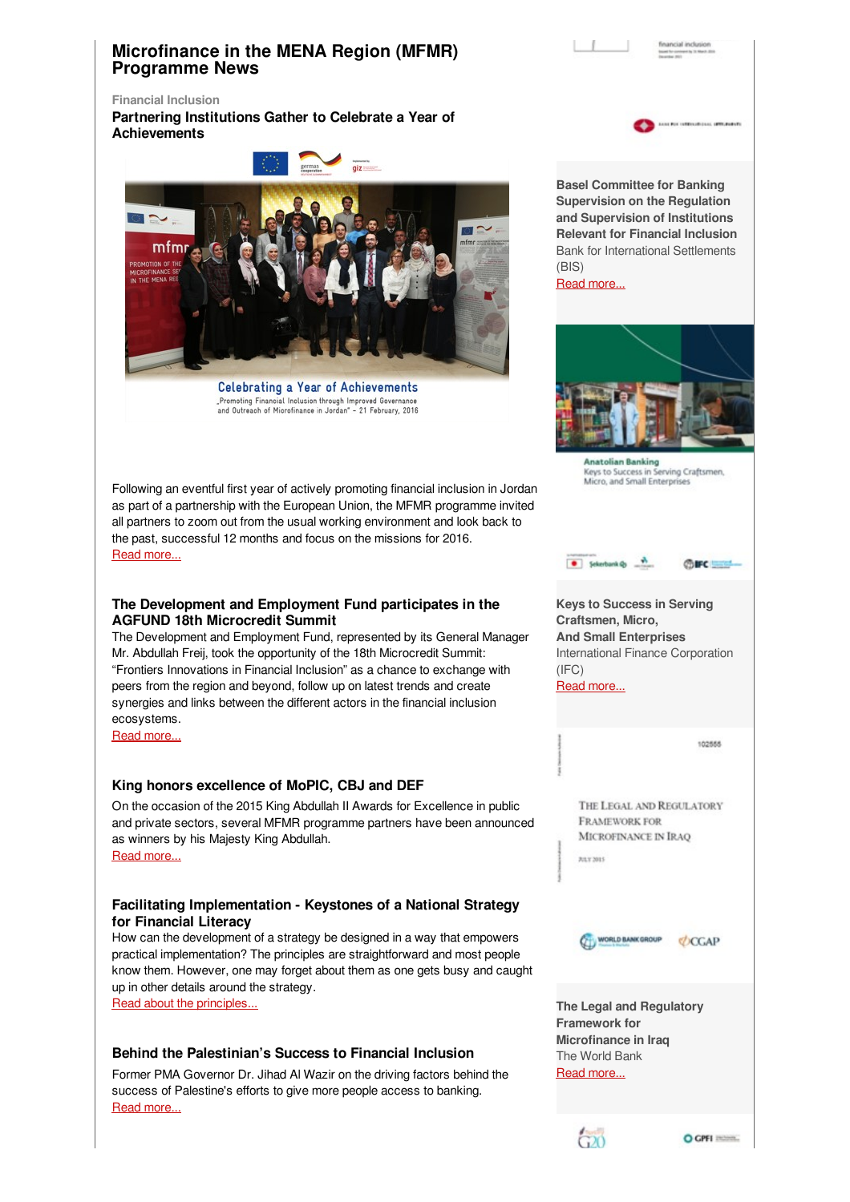# Microfinance in the MENA Region (MFMR) Programme News

Financial Inclusion

## Partnering Institutions Gather to Celebrate a Year of Achievements

Celebrating a Year of Achievements
„Promoting Financial Inclusion through Improved Governance and Outreach of Microfinance in Jordan" - 21 February, 2016

Following an eventful first year of actively promoting financial inclusion in Jordan as part of a partnership with the European Union, the MFMR programme invited all partners to zoom out from the usual working environment and look back to the past, successful 12 months and focus on the missions for 2016.
Read more...

## The Development and Employment Fund participates in the AGFUND 18th Microcredit Summit

The Development and Employment Fund, represented by its General Manager Mr. Abdullah Freij, took the opportunity of the 18th Microcredit Summit: "Frontiers Innovations in Financial Inclusion" as a chance to exchange with peers from the region and beyond, follow up on latest trends and create synergies and links between the different actors in the financial inclusion ecosystems.
Read more...

## King honors excellence of MoPIC, CBJ and DEF

On the occasion of the 2015 King Abdullah II Awards for Excellence in public and private sectors, several MFMR programme partners have been announced as winners by his Majesty King Abdullah.
Read more...

## Facilitating Implementation - Keystones of a National Strategy for Financial Literacy

How can the development of a strategy be designed in a way that empowers practical implementation? The principles are straightforward and most people know them. However, one may forget about them as one gets busy and caught up in other details around the strategy.
Read about the principles...

## Behind the Palestinian's Success to Financial Inclusion

Former PMA Governor Dr. Jihad Al Wazir on the driving factors behind the success of Palestine's efforts to give more people access to banking.
Read more...

**Basel Committee for Banking Supervision on the Regulation and Supervision of Institutions Relevant for Financial Inclusion**
Bank for International Settlements (BIS)
Read more...

Anatolian Banking
Keys to Success in Serving Craftsmen, Micro, and Small Enterprises

**Keys to Success in Serving Craftsmen, Micro, And Small Enterprises**
International Finance Corporation (IFC)
Read more...

THE LEGAL AND REGULATORY FRAMEWORK FOR MICROFINANCE IN IRAQ
JULY 2015

**The Legal and Regulatory Framework for Microfinance in Iraq**
The World Bank
Read more...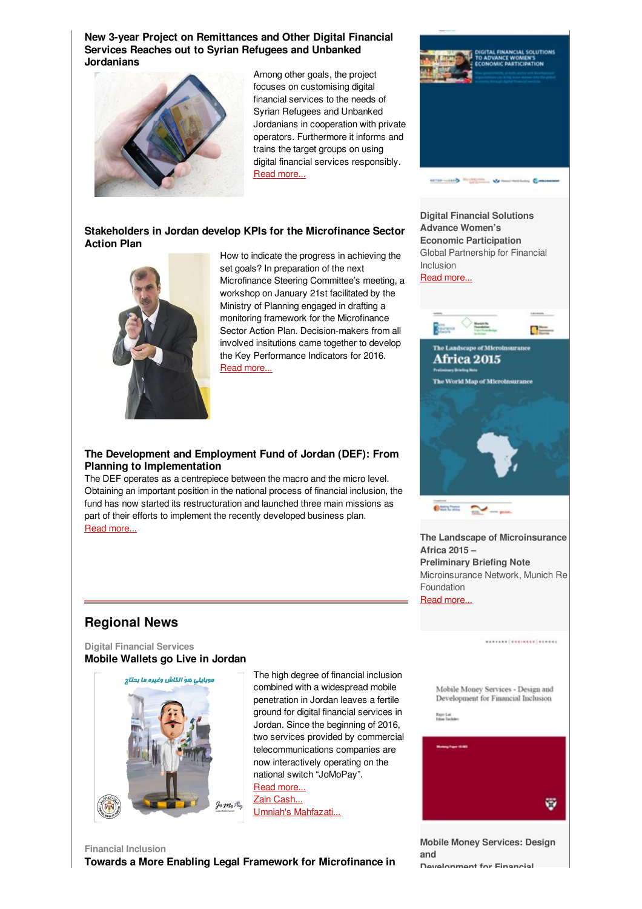### New 3-year Project on Remittances and Other Digital Financial Services Reaches out to Syrian Refugees and Unbanked Jordanians

Among other goals, the project focuses on customising digital financial services to the needs of Syrian Refugees and Unbanked Jordanians in cooperation with private operators. Furthermore it informs and trains the target groups on using digital financial services responsibly.
Read more...

### Stakeholders in Jordan develop KPIs for the Microfinance Sector Action Plan

How to indicate the progress in achieving the set goals? In preparation of the next Microfinance Steering Committee's meeting, a workshop on January 21st facilitated by the Ministry of Planning engaged in drafting a monitoring framework for the Microfinance Sector Action Plan. Decision-makers from all involved insitutions came together to develop the Key Performance Indicators for 2016.
Read more...

### The Development and Employment Fund of Jordan (DEF): From Planning to Implementation

The DEF operates as a centrepiece between the macro and the micro level. Obtaining an important position in the national process of financial inclusion, the fund has now started its restructuration and launched three main missions as part of their efforts to implement the recently developed business plan.
Read more...

## Regional News

Digital Financial Services

### Mobile Wallets go Live in Jordan

The high degree of financial inclusion combined with a widespread mobile penetration in Jordan leaves a fertile ground for digital financial services in Jordan. Since the beginning of 2016, two services provided by commercial telecommunications companies are now interactively operating on the national switch "JoMoPay".
Read more...
Zain Cash...
Umniah's Mahfazati...

Financial Inclusion

### Towards a More Enabling Legal Framework for Microfinance in

**Digital Financial Solutions Advance Women's Economic Participation**
Global Partnership for Financial Inclusion
Read more...

**The Landscape of Microinsurance Africa 2015 – Preliminary Briefing Note**
Microinsurance Network, Munich Re Foundation
Read more...

**Mobile Money Services: Design and Development for Financial**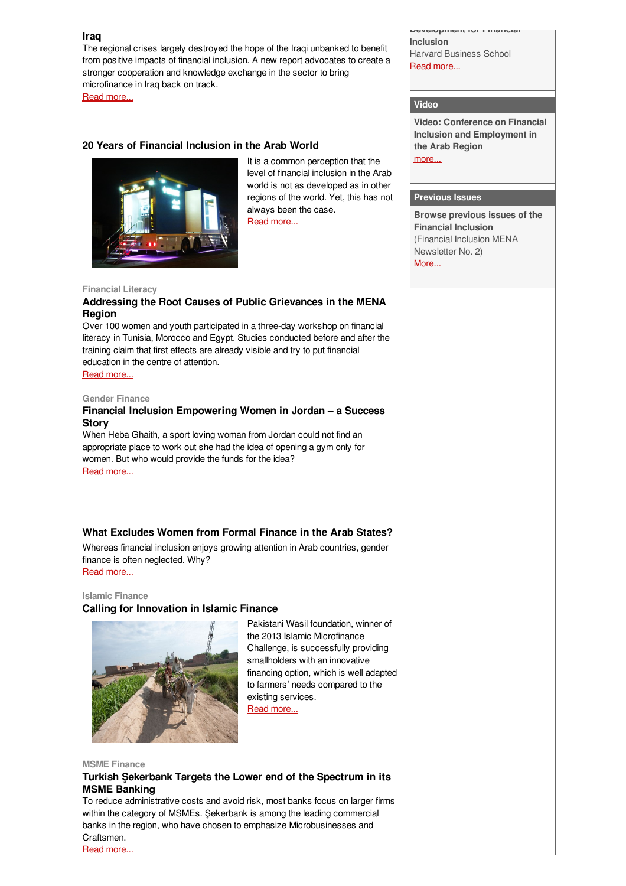**Iraq**

The regional crises largely destroyed the hope of the Iraqi unbanked to benefit from positive impacts of financial inclusion. A new report advocates to create a stronger cooperation and knowledge exchange in the sector to bring microfinance in Iraq back on track.

Read more...

### 20 Years of Financial Inclusion in the Arab World

It is a common perception that the level of financial inclusion in the Arab world is not as developed as in other regions of the world. Yet, this has not always been the case.

Read more...

Financial Literacy

### Addressing the Root Causes of Public Grievances in the MENA Region

Over 100 women and youth participated in a three-day workshop on financial literacy in Tunisia, Morocco and Egypt. Studies conducted before and after the training claim that first effects are already visible and try to put financial education in the centre of attention.

Read more...

Gender Finance

### Financial Inclusion Empowering Women in Jordan – a Success Story

When Heba Ghaith, a sport loving woman from Jordan could not find an appropriate place to work out she had the idea of opening a gym only for women. But who would provide the funds for the idea?

Read more...

### What Excludes Women from Formal Finance in the Arab States?

Whereas financial inclusion enjoys growing attention in Arab countries, gender finance is often neglected. Why?

Read more...

Islamic Finance

### Calling for Innovation in Islamic Finance

Pakistani Wasil foundation, winner of the 2013 Islamic Microfinance Challenge, is successfully providing smallholders with an innovative financing option, which is well adapted to farmers' needs compared to the existing services.

Read more...

MSME Finance

### Turkish Şekerbank Targets the Lower end of the Spectrum in its MSME Banking

To reduce administrative costs and avoid risk, most banks focus on larger firms within the category of MSMEs. Şekerbank is among the leading commercial banks in the region, who have chosen to emphasize Microbusinesses and Craftsmen.

Read more...

**Development for Financial Inclusion**

Harvard Business School

Read more...

## Video

**Video: Conference on Financial Inclusion and Employment in the Arab Region**

more...

## Previous Issues

**Browse previous issues of the Financial Inclusion**

(Financial Inclusion MENA Newsletter No. 2)

More...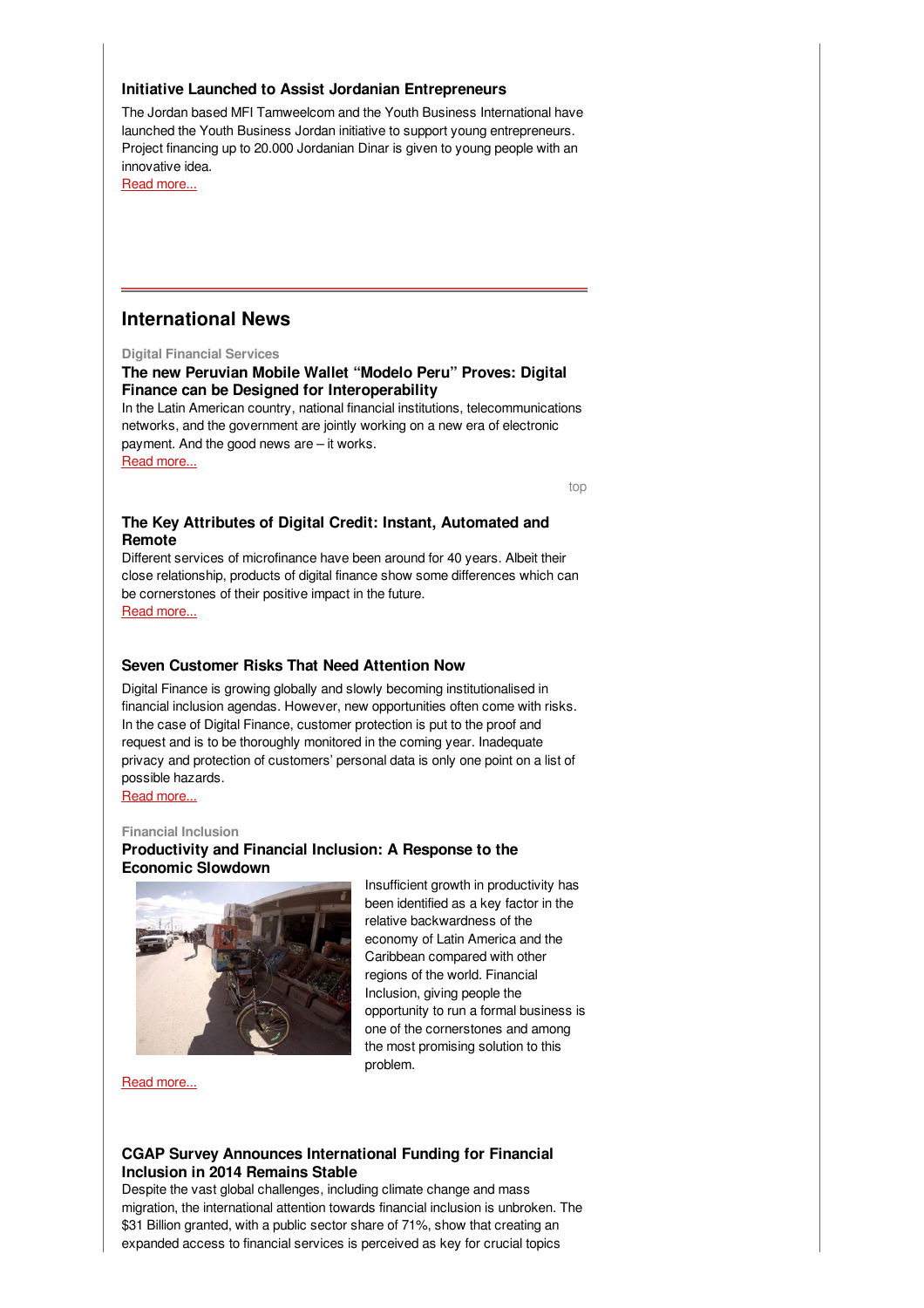### Initiative Launched to Assist Jordanian Entrepreneurs

The Jordan based MFI Tamweelcom and the Youth Business International have launched the Youth Business Jordan initiative to support young entrepreneurs. Project financing up to 20.000 Jordanian Dinar is given to young people with an innovative idea.
Read more...

## International News

Digital Financial Services

### The new Peruvian Mobile Wallet "Modelo Peru" Proves: Digital Finance can be Designed for Interoperability

In the Latin American country, national financial institutions, telecommunications networks, and the government are jointly working on a new era of electronic payment. And the good news are – it works.
Read more...

top

### The Key Attributes of Digital Credit: Instant, Automated and Remote

Different services of microfinance have been around for 40 years. Albeit their close relationship, products of digital finance show some differences which can be cornerstones of their positive impact in the future.
Read more...

### Seven Customer Risks That Need Attention Now

Digital Finance is growing globally and slowly becoming institutionalised in financial inclusion agendas. However, new opportunities often come with risks. In the case of Digital Finance, customer protection is put to the proof and request and is to be thoroughly monitored in the coming year. Inadequate privacy and protection of customers' personal data is only one point on a list of possible hazards.
Read more...

Financial Inclusion

### Productivity and Financial Inclusion: A Response to the Economic Slowdown

Insufficient growth in productivity has been identified as a key factor in the relative backwardness of the economy of Latin America and the Caribbean compared with other regions of the world. Financial Inclusion, giving people the opportunity to run a formal business is one of the cornerstones and among the most promising solution to this problem.

Read more...

### CGAP Survey Announces International Funding for Financial Inclusion in 2014 Remains Stable

Despite the vast global challenges, including climate change and mass migration, the international attention towards financial inclusion is unbroken. The $31 Billion granted, with a public sector share of 71%, show that creating an expanded access to financial services is perceived as key for crucial topics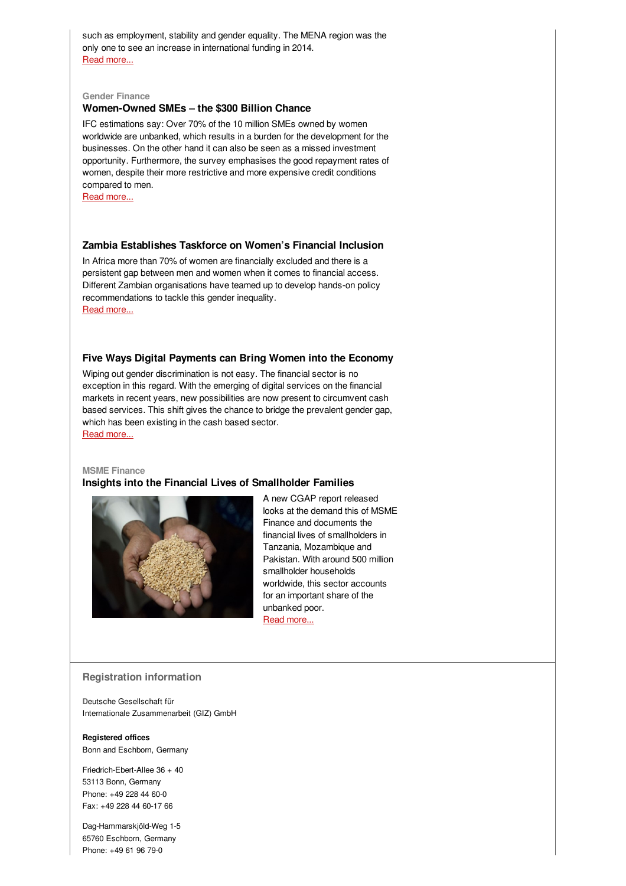such as employment, stability and gender equality. The MENA region was the only one to see an increase in international funding in 2014.
Read more...

Gender Finance

### Women-Owned SMEs – the $300 Billion Chance

IFC estimations say: Over 70% of the 10 million SMEs owned by women worldwide are unbanked, which results in a burden for the development for the businesses. On the other hand it can also be seen as a missed investment opportunity. Furthermore, the survey emphasises the good repayment rates of women, despite their more restrictive and more expensive credit conditions compared to men.
Read more...

### Zambia Establishes Taskforce on Women's Financial Inclusion

In Africa more than 70% of women are financially excluded and there is a persistent gap between men and women when it comes to financial access. Different Zambian organisations have teamed up to develop hands-on policy recommendations to tackle this gender inequality.
Read more...

### Five Ways Digital Payments can Bring Women into the Economy

Wiping out gender discrimination is not easy. The financial sector is no exception in this regard. With the emerging of digital services on the financial markets in recent years, new possibilities are now present to circumvent cash based services. This shift gives the chance to bridge the prevalent gender gap, which has been existing in the cash based sector.
Read more...

MSME Finance

### Insights into the Financial Lives of Smallholder Families

A new CGAP report released looks at the demand this of MSME Finance and documents the financial lives of smallholders in Tanzania, Mozambique and Pakistan. With around 500 million smallholder households worldwide, this sector accounts for an important share of the unbanked poor.
Read more...

## Registration information

Deutsche Gesellschaft für
Internationale Zusammenarbeit (GIZ) GmbH

**Registered offices**
Bonn and Eschborn, Germany

Friedrich-Ebert-Allee 36 + 40
53113 Bonn, Germany
Phone: +49 228 44 60-0
Fax: +49 228 44 60-17 66

Dag-Hammarskjöld-Weg 1-5
65760 Eschborn, Germany
Phone: +49 61 96 79-0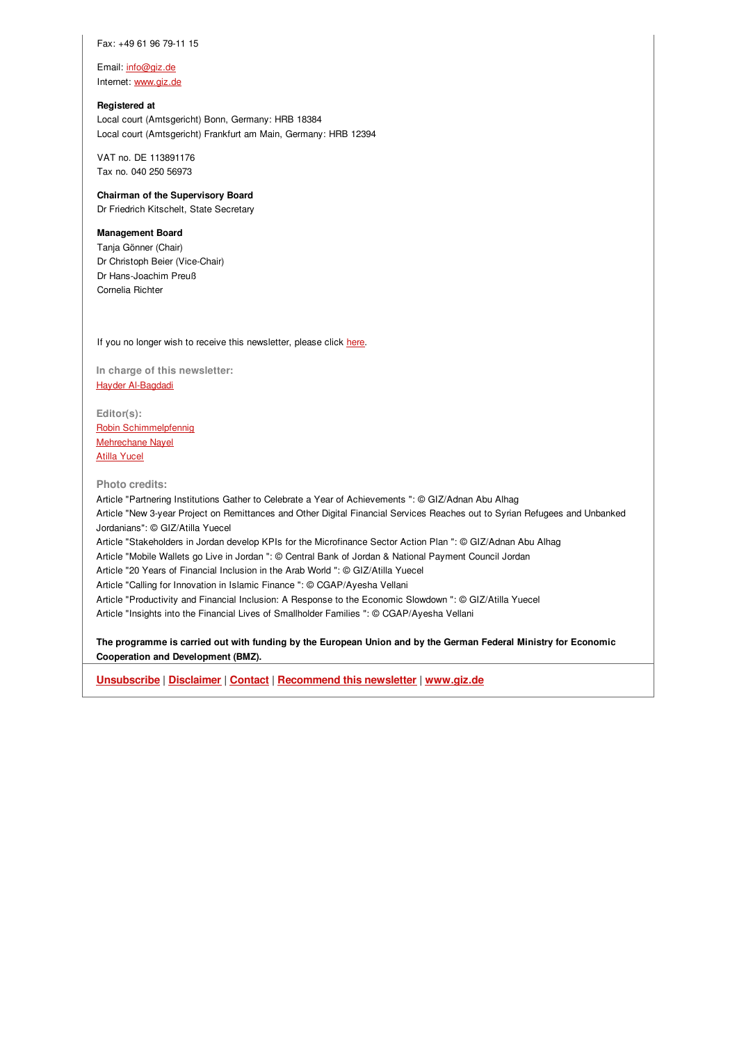Fax: +49 61 96 79-11 15

Email: info@giz.de
Internet: www.giz.de

**Registered at**
Local court (Amtsgericht) Bonn, Germany: HRB 18384
Local court (Amtsgericht) Frankfurt am Main, Germany: HRB 12394

VAT no. DE 113891176
Tax no. 040 250 56973

**Chairman of the Supervisory Board**
Dr Friedrich Kitschelt, State Secretary

**Management Board**
Tanja Gönner (Chair)
Dr Christoph Beier (Vice-Chair)
Dr Hans-Joachim Preuß
Cornelia Richter

If you no longer wish to receive this newsletter, please click here.

**In charge of this newsletter:**
Hayder Al-Bagdadi

**Editor(s):**
Robin Schimmelpfennig
Mehrechane Nayel
Atilla Yucel

**Photo credits:**
Article "Partnering Institutions Gather to Celebrate a Year of Achievements ": © GIZ/Adnan Abu Alhag
Article "New 3-year Project on Remittances and Other Digital Financial Services Reaches out to Syrian Refugees and Unbanked Jordanians": © GIZ/Atilla Yuecel
Article "Stakeholders in Jordan develop KPIs for the Microfinance Sector Action Plan ": © GIZ/Adnan Abu Alhag
Article "Mobile Wallets go Live in Jordan ": © Central Bank of Jordan & National Payment Council Jordan
Article "20 Years of Financial Inclusion in the Arab World ": © GIZ/Atilla Yuecel
Article "Calling for Innovation in Islamic Finance ": © CGAP/Ayesha Vellani
Article "Productivity and Financial Inclusion: A Response to the Economic Slowdown ": © GIZ/Atilla Yuecel
Article "Insights into the Financial Lives of Smallholder Families ": © CGAP/Ayesha Vellani

**The programme is carried out with funding by the European Union and by the German Federal Ministry for Economic Cooperation and Development (BMZ).**

**Unsubscribe** | **Disclaimer** | **Contact** | **Recommend this newsletter** | **www.giz.de**